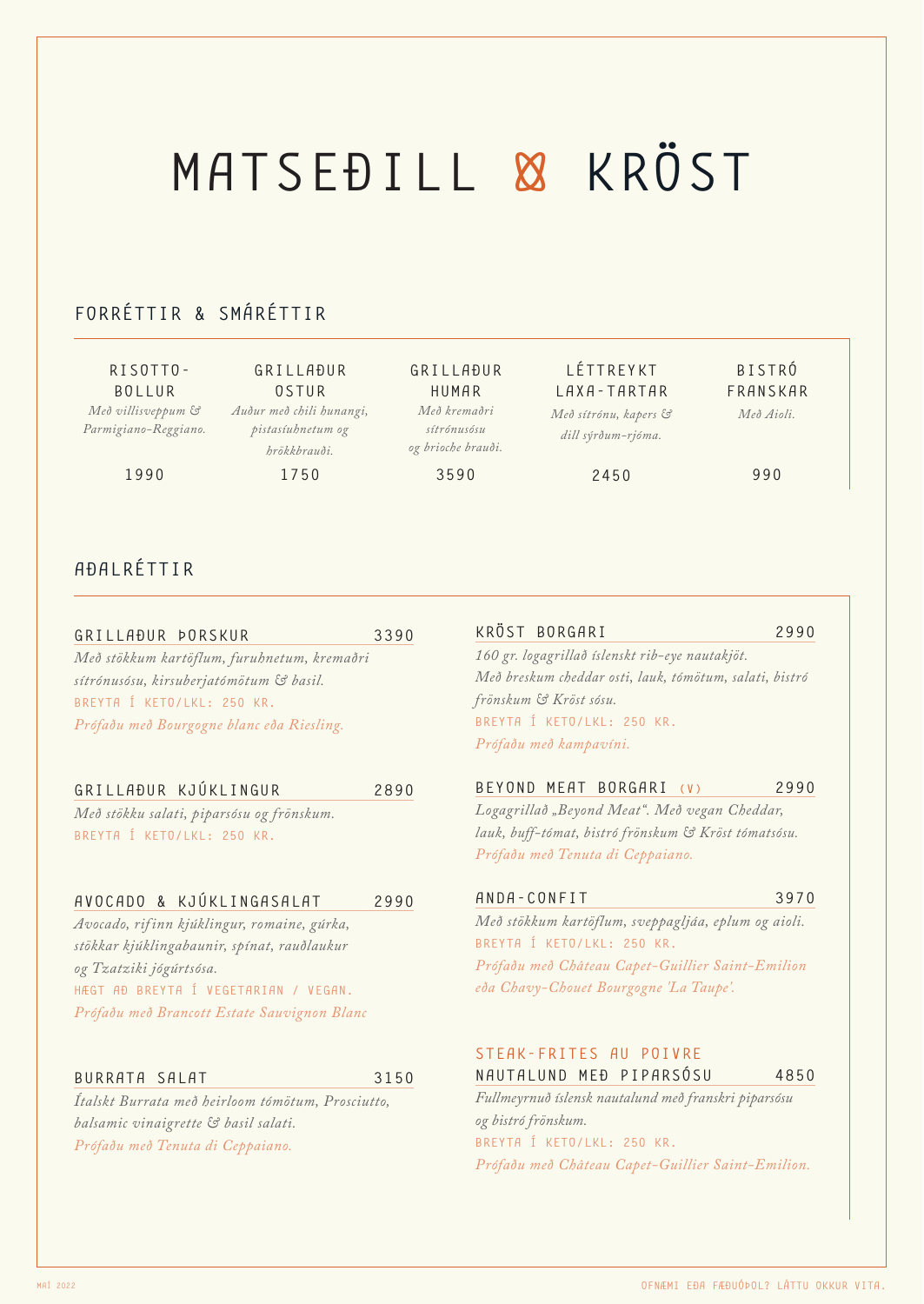# MATSEÐILL & KRÖST

## FORRÉTTIR & SMÁRÉTTIR

### RISOTTO-BOLLUR
*Með villisveppum & Parmigiano-Reggiano.*

1990

### GRILLAÐUR OSTUR
*Auður með chili hunangi, pistasíuhnetum og hrökkbrauði.*

1750

### GRILLAÐUR HUMAR
*Með kremaðri sítrónusósu og brioche brauði.*

3590

### LÉTTREYKT LAXA-TARTAR
*Með sítrónu, kapers & dill sýrðum-rjóma.*

2450

### BISTRÓ FRANSKAR
*Með Aioli.*

990

## AÐALRÉTTIR

### GRILLAÐUR ÞORSKUR — 3390
*Með stökkum kartöflum, furuhnetum, kremaðri sítrónusósu, kirsuberjatómötum & basil.*

BREYTA Í KETO/LKL: 250 KR.

*Prófaðu með Bourgogne blanc eða Riesling.*

### GRILLAÐUR KJÚKLINGUR — 2890
*Með stökku salati, piparsósu og frönskum.*

BREYTA Í KETO/LKL: 250 KR.

### AVOCADO & KJÚKLINGASALAT — 2990
*Avocado, rifinn kjúklingur, romaine, gúrka, stökkar kjúklingabaunir, spínat, rauðlaukur og Tzatziki jógúrtsósa.*

HÆGT AÐ BREYTA Í VEGETARIAN / VEGAN.

*Prófaðu með Brancott Estate Sauvignon Blanc*

### BURRATA SALAT — 3150
*Ítalskt Burrata með heirloom tómötum, Prosciutto, balsamic vinaigrette & basil salati.*

*Prófaðu með Tenuta di Ceppaiano.*

### KRÖST BORGARI — 2990
*160 gr. logagrillað íslenskt rib-eye nautakjöt. Með breskum cheddar osti, lauk, tómötum, salati, bistró frönskum & Kröst sósu.*

BREYTA Í KETO/LKL: 250 KR.

*Prófaðu með kampavíni.*

### BEYOND MEAT BORGARI (V) — 2990
*Logagrillað „Beyond Meat". Með vegan Cheddar, lauk, buff-tómat, bistró frönskum & Kröst tómatsósu.*

*Prófaðu með Tenuta di Ceppaiano.*

### ANDA-CONFIT — 3970
*Með stökkum kartöflum, sveppagljáa, eplum og aioli.*

BREYTA Í KETO/LKL: 250 KR.

*Prófaðu með Château Capet-Guillier Saint-Emilion eða Chavy-Chouet Bourgogne 'La Taupe'.*

### STEAK-FRITES AU POIVRE
### NAUTALUND MEÐ PIPARSÓSU — 4850
*Fullmeyrnuð íslensk nautalund með franskri piparsósu og bistró frönskum.*

BREYTA Í KETO/LKL: 250 KR.

*Prófaðu með Château Capet-Guillier Saint-Emilion.*

MAÍ 2022

OFNÆMI EÐA FÆÐUÓÞOL? LÁTTU OKKUR VITA.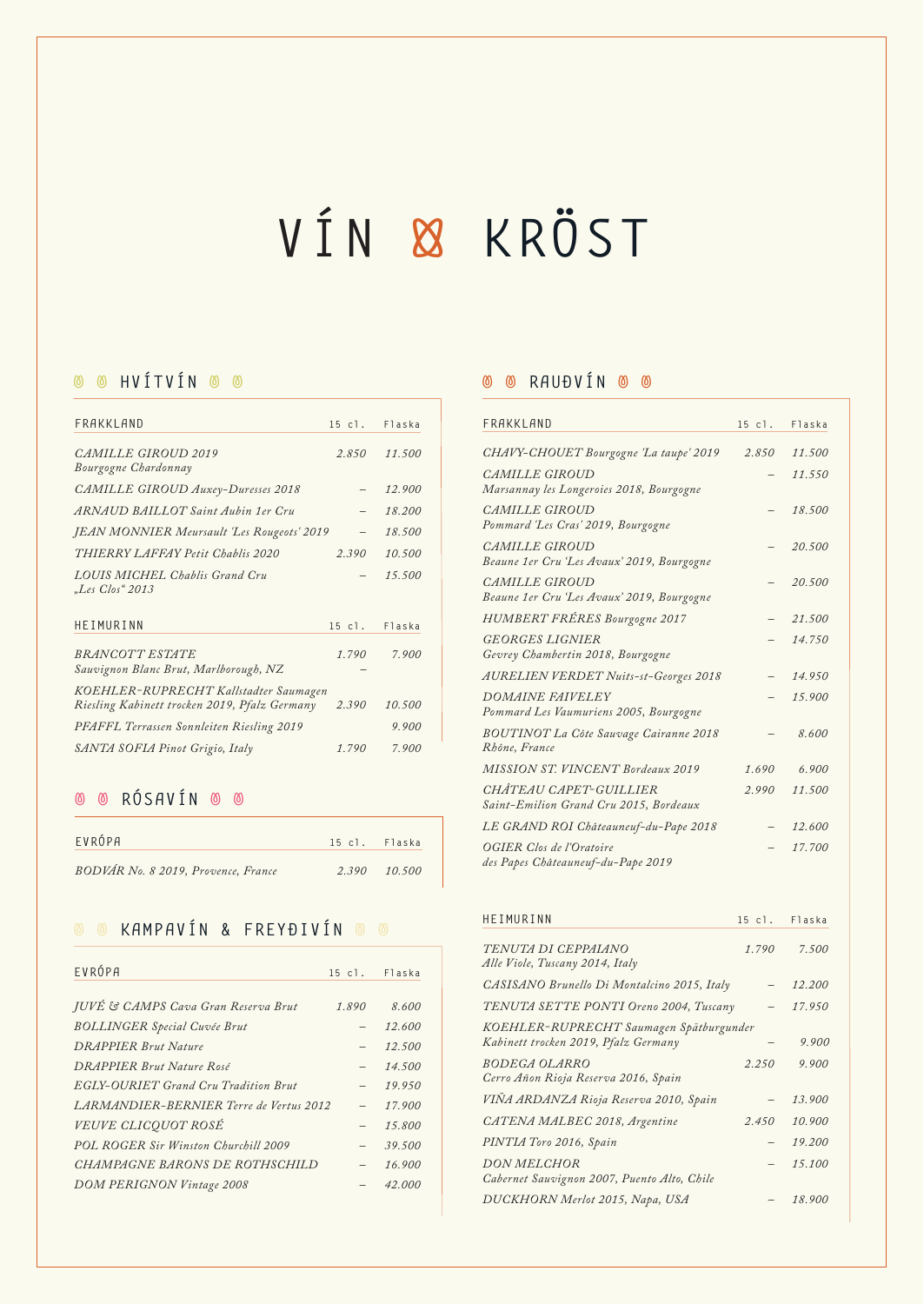# VÍN & KRÖST

## HVÍTVÍN

| FRAKKLAND | 15 cl. | Flaska |
|---|---|---|
| *CAMILLE GIROUD 2019 Bourgogne Chardonnay* | 2.850 | 11.500 |
| *CAMILLE GIROUD Auxey-Duresses 2018* | – | 12.900 |
| *ARNAUD BAILLOT Saint Aubin 1er Cru* | – | 18.200 |
| *JEAN MONNIER Meursault 'Les Rougeots' 2019* | – | 18.500 |
| *THIERRY LAFFAY Petit Chablis 2020* | 2.390 | 10.500 |
| *LOUIS MICHEL Chablis Grand Cru „Les Clos“ 2013* | – | 15.500 |

| HEIMURINN | 15 cl. | Flaska |
|---|---|---|
| *BRANCOTT ESTATE Sauvignon Blanc Brut, Marlborough, NZ* | 1.790 – | 7.900 |
| *KOEHLER-RUPRECHT Kallstadter Saumagen Riesling Kabinett trocken 2019, Pfalz Germany* | 2.390 | 10.500 |
| *PFAFFL Terrassen Sonnleiten Riesling 2019* | | 9.900 |
| *SANTA SOFIA Pinot Grigio, Italy* | 1.790 | 7.900 |

## RÓSAVÍN

| EVRÓPA | 15 cl. | Flaska |
|---|---|---|
| *BODVÁR No. 8 2019, Provence, France* | 2.390 | 10.500 |

## KAMPAVÍN & FREYÐIVÍN

| EVRÓPA | 15 cl. | Flaska |
|---|---|---|
| *JUVÉ & CAMPS Cava Gran Reserva Brut* | 1.890 | 8.600 |
| *BOLLINGER Special Cuvée Brut* | – | 12.600 |
| *DRAPPIER Brut Nature* | – | 12.500 |
| *DRAPPIER Brut Nature Rosé* | – | 14.500 |
| *EGLY-OURIET Grand Cru Tradition Brut* | – | 19.950 |
| *LARMANDIER-BERNIER Terre de Vertus 2012* | – | 17.900 |
| *VEUVE CLICQUOT ROSÉ* | – | 15.800 |
| *POL ROGER Sir Winston Churchill 2009* | – | 39.500 |
| *CHAMPAGNE BARONS DE ROTHSCHILD* | – | 16.900 |
| *DOM PERIGNON Vintage 2008* | – | 42.000 |

## RAUÐVÍN

| FRAKKLAND | 15 cl. | Flaska |
|---|---|---|
| *CHAVY-CHOUET Bourgogne 'La taupe' 2019* | 2.850 | 11.500 |
| *CAMILLE GIROUD Marsannay les Longeroies 2018, Bourgogne* | – | 11.550 |
| *CAMILLE GIROUD Pommard 'Les Cras' 2019, Bourgogne* | – | 18.500 |
| *CAMILLE GIROUD Beaune 1er Cru 'Les Avaux' 2019, Bourgogne* | – | 20.500 |
| *CAMILLE GIROUD Beaune 1er Cru 'Les Avaux' 2019, Bourgogne* | – | 20.500 |
| *HUMBERT FRÉRES Bourgogne 2017* | – | 21.500 |
| *GEORGES LIGNIER Gevrey Chambertin 2018, Bourgogne* | – | 14.750 |
| *AURELIEN VERDET Nuits-st-Georges 2018* | – | 14.950 |
| *DOMAINE FAIVELEY Pommard Les Vaumuriens 2005, Bourgogne* | – | 15.900 |
| *BOUTINOT La Côte Sauvage Cairanne 2018 Rhône, France* | – | 8.600 |
| *MISSION ST. VINCENT Bordeaux 2019* | 1.690 | 6.900 |
| *CHÂTEAU CAPET-GUILLIER Saint-Emilion Grand Cru 2015, Bordeaux* | 2.990 | 11.500 |
| *LE GRAND ROI Châteauneuf-du-Pape 2018* | – | 12.600 |
| *OGIER Clos de l'Oratoire des Papes Châteauneuf-du-Pape 2019* | – | 17.700 |

| HEIMURINN | 15 cl. | Flaska |
|---|---|---|
| *TENUTA DI CEPPAIANO Alle Viole, Tuscany 2014, Italy* | 1.790 | 7.500 |
| *CASISANO Brunello Di Montalcino 2015, Italy* | – | 12.200 |
| *TENUTA SETTE PONTI Oreno 2004, Tuscany* | – | 17.950 |
| *KOEHLER-RUPRECHT Saumagen Spätburgunder Kabinett trocken 2019, Pfalz Germany* | – | 9.900 |
| *BODEGA OLARRO Cerro Añon Rioja Reserva 2016, Spain* | 2.250 | 9.900 |
| *VIÑA ARDANZA Rioja Reserva 2010, Spain* | – | 13.900 |
| *CATENA MALBEC 2018, Argentine* | 2.450 | 10.900 |
| *PINTIA Toro 2016, Spain* | – | 19.200 |
| *DON MELCHOR Cabernet Sauvignon 2007, Puento Alto, Chile* | – | 15.100 |
| *DUCKHORN Merlot 2015, Napa, USA* | – | 18.900 |